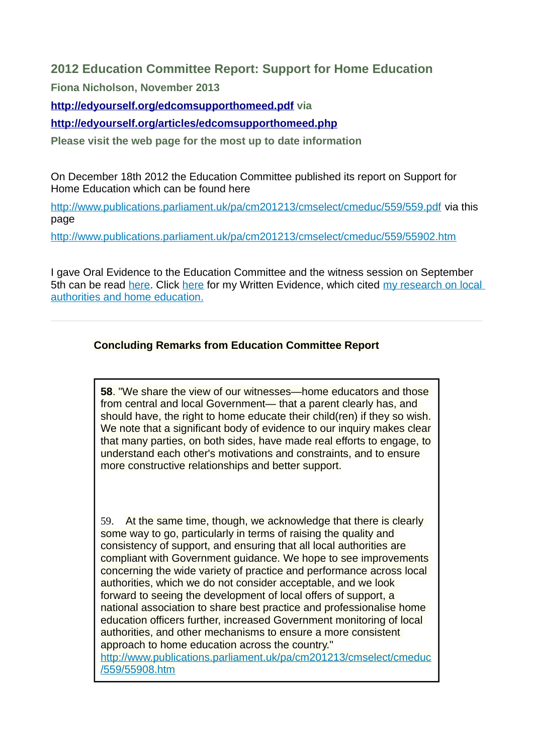## 2012 Education Committee Report: Support for Home Education

**Fiona Nicholson, November 2013**

**[http://edyourself.org/edcomsupporthomeed.pdf](http://edyourself.org/edcomsupporthomeed.pdf) via**

**[http://edyourself.org/articles/edcomsupporthomeed.php](http://edyourself.org/articles/edcomsupporthomeed.php)**

**Please visit the web page for the most up to date information**

On December 18th 2012 the Education Committee published its report on Support for Home Education which can be found here

[http://www.publications.parliament.uk/pa/cm201213/cmselect/cmeduc/559/559.pdf](http://www.publications.parliament.uk/pa/cm201213/cmselect/cmeduc/559/559.pdf) via this page

[http://www.publications.parliament.uk/pa/cm201213/cmselect/cmeduc/559/55902.htm](http://www.publications.parliament.uk/pa/cm201213/cmselect/cmeduc/559/55902.htm)

I gave Oral Evidence to the Education Committee and the witness session on September 5th can be read here. Click here for my Written Evidence, which cited my research on local authorities and home education.

---

**Concluding Remarks from Education Committee Report**

> **58**. "We share the view of our witnesses—home educators and those from central and local Government— that a parent clearly has, and should have, the right to home educate their child(ren) if they so wish. We note that a significant body of evidence to our inquiry makes clear that many parties, on both sides, have made real efforts to engage, to understand each other's motivations and constraints, and to ensure more constructive relationships and better support.
>
> 59. At the same time, though, we acknowledge that there is clearly some way to go, particularly in terms of raising the quality and consistency of support, and ensuring that all local authorities are compliant with Government guidance. We hope to see improvements concerning the wide variety of practice and performance across local authorities, which we do not consider acceptable, and we look forward to seeing the development of local offers of support, a national association to share best practice and professionalise home education officers further, increased Government monitoring of local authorities, and other mechanisms to ensure a more consistent approach to home education across the country."
> [http://www.publications.parliament.uk/pa/cm201213/cmselect/cmeduc/559/55908.htm](http://www.publications.parliament.uk/pa/cm201213/cmselect/cmeduc/559/55908.htm)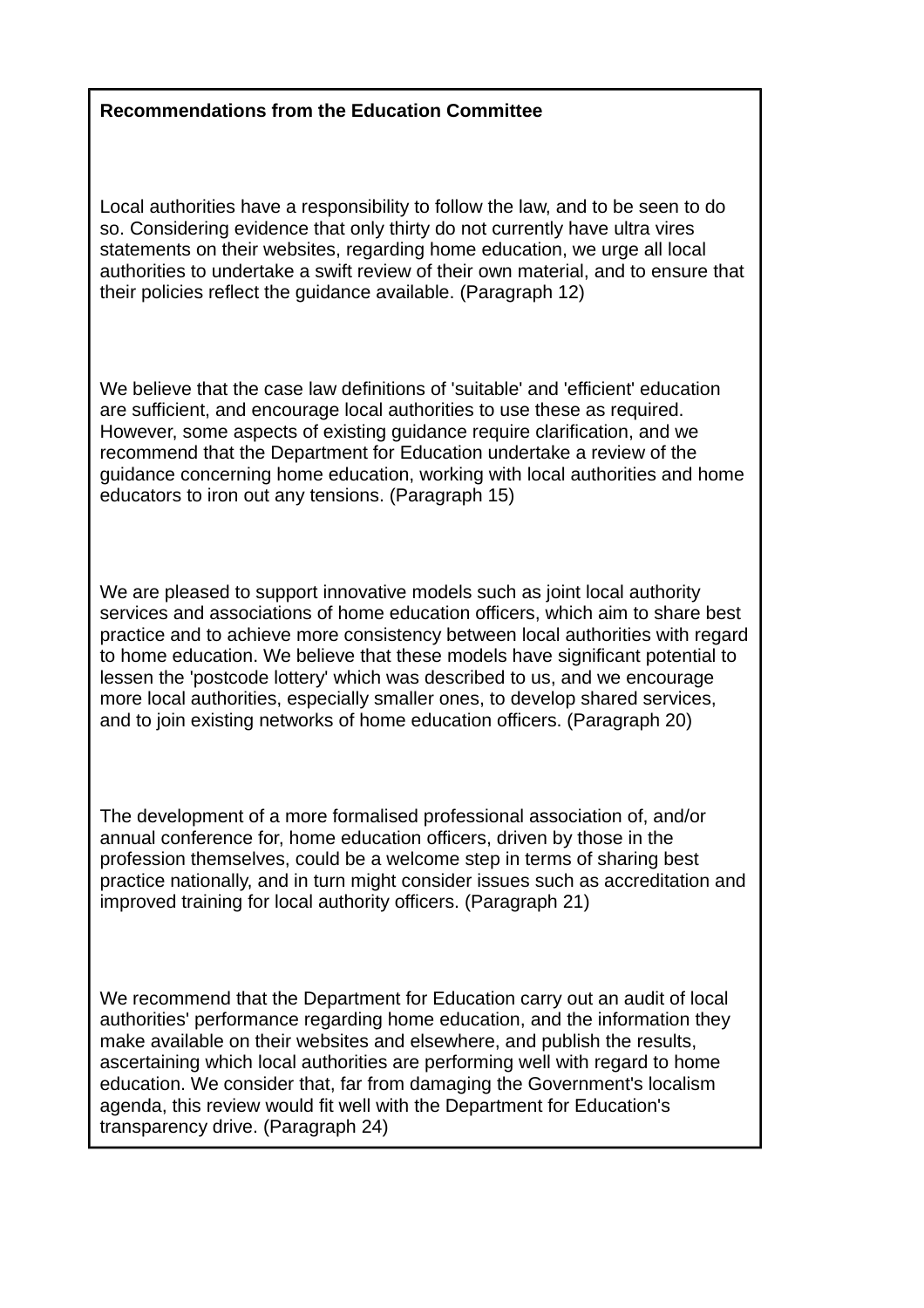**Recommendations from the Education Committee**

Local authorities have a responsibility to follow the law, and to be seen to do so. Considering evidence that only thirty do not currently have ultra vires statements on their websites, regarding home education, we urge all local authorities to undertake a swift review of their own material, and to ensure that their policies reflect the guidance available. (Paragraph 12)

We believe that the case law definitions of 'suitable' and 'efficient' education are sufficient, and encourage local authorities to use these as required. However, some aspects of existing guidance require clarification, and we recommend that the Department for Education undertake a review of the guidance concerning home education, working with local authorities and home educators to iron out any tensions. (Paragraph 15)

We are pleased to support innovative models such as joint local authority services and associations of home education officers, which aim to share best practice and to achieve more consistency between local authorities with regard to home education. We believe that these models have significant potential to lessen the 'postcode lottery' which was described to us, and we encourage more local authorities, especially smaller ones, to develop shared services, and to join existing networks of home education officers. (Paragraph 20)

The development of a more formalised professional association of, and/or annual conference for, home education officers, driven by those in the profession themselves, could be a welcome step in terms of sharing best practice nationally, and in turn might consider issues such as accreditation and improved training for local authority officers. (Paragraph 21)

We recommend that the Department for Education carry out an audit of local authorities' performance regarding home education, and the information they make available on their websites and elsewhere, and publish the results, ascertaining which local authorities are performing well with regard to home education. We consider that, far from damaging the Government's localism agenda, this review would fit well with the Department for Education's transparency drive. (Paragraph 24)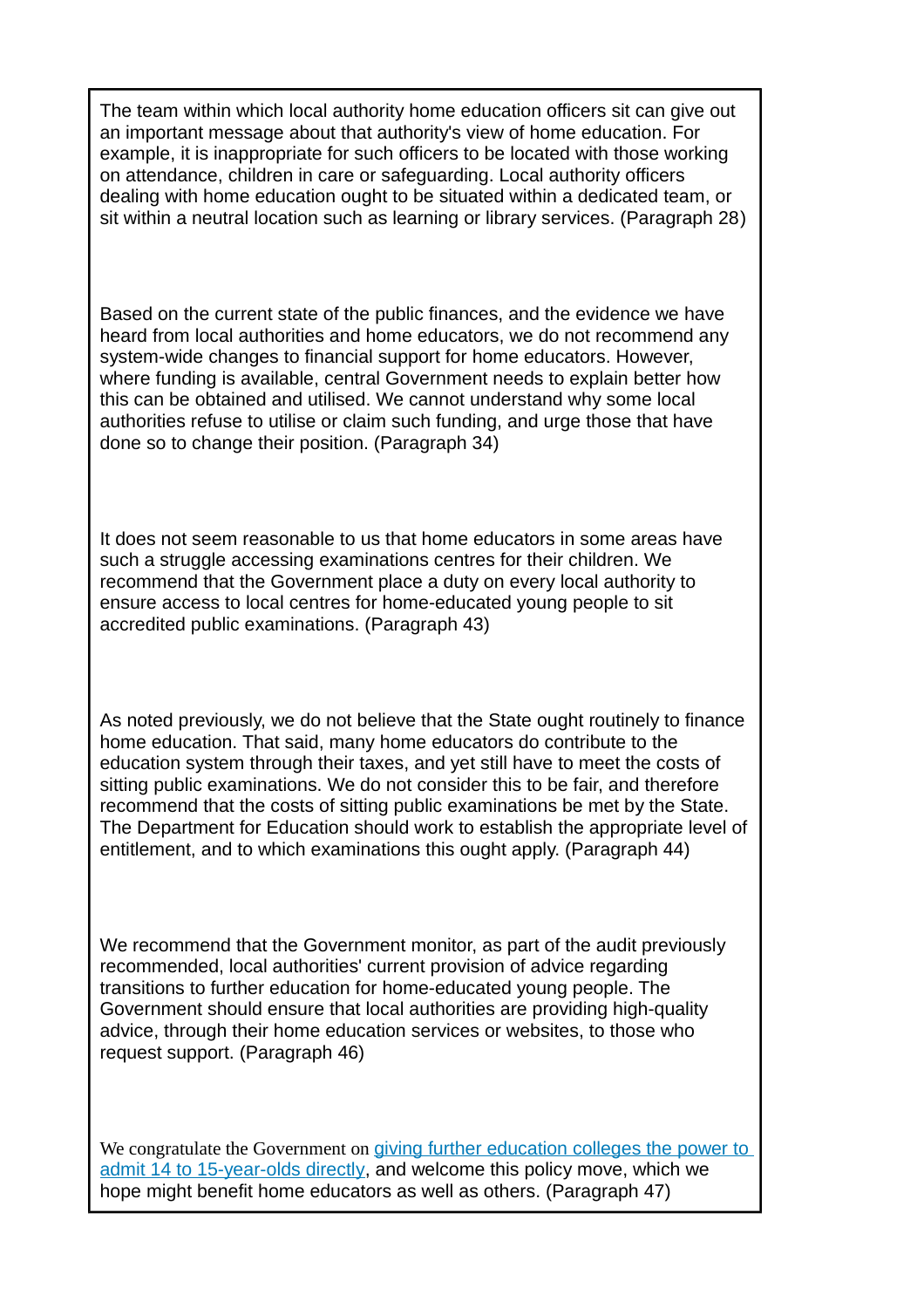The team within which local authority home education officers sit can give out an important message about that authority's view of home education. For example, it is inappropriate for such officers to be located with those working on attendance, children in care or safeguarding. Local authority officers dealing with home education ought to be situated within a dedicated team, or sit within a neutral location such as learning or library services. (Paragraph 28)

Based on the current state of the public finances, and the evidence we have heard from local authorities and home educators, we do not recommend any system-wide changes to financial support for home educators. However, where funding is available, central Government needs to explain better how this can be obtained and utilised. We cannot understand why some local authorities refuse to utilise or claim such funding, and urge those that have done so to change their position. (Paragraph 34)

It does not seem reasonable to us that home educators in some areas have such a struggle accessing examinations centres for their children. We recommend that the Government place a duty on every local authority to ensure access to local centres for home-educated young people to sit accredited public examinations. (Paragraph 43)

As noted previously, we do not believe that the State ought routinely to finance home education. That said, many home educators do contribute to the education system through their taxes, and yet still have to meet the costs of sitting public examinations. We do not consider this to be fair, and therefore recommend that the costs of sitting public examinations be met by the State. The Department for Education should work to establish the appropriate level of entitlement, and to which examinations this ought apply. (Paragraph 44)

We recommend that the Government monitor, as part of the audit previously recommended, local authorities' current provision of advice regarding transitions to further education for home-educated young people. The Government should ensure that local authorities are providing high-quality advice, through their home education services or websites, to those who request support. (Paragraph 46)

We congratulate the Government on giving further education colleges the power to admit 14 to 15-year-olds directly, and welcome this policy move, which we hope might benefit home educators as well as others. (Paragraph 47)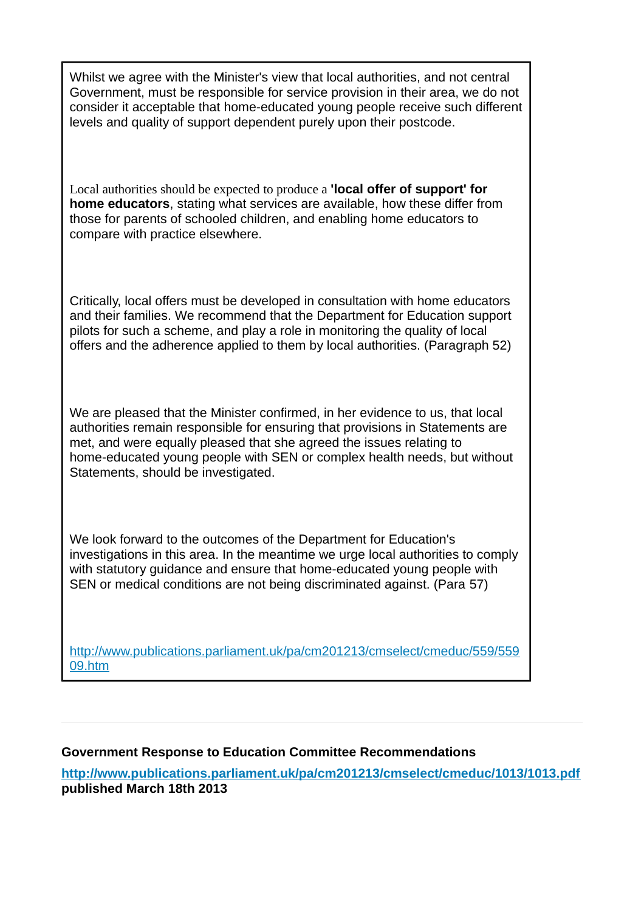Whilst we agree with the Minister's view that local authorities, and not central Government, must be responsible for service provision in their area, we do not consider it acceptable that home-educated young people receive such different levels and quality of support dependent purely upon their postcode.

Local authorities should be expected to produce a **'local offer of support' for home educators**, stating what services are available, how these differ from those for parents of schooled children, and enabling home educators to compare with practice elsewhere.

Critically, local offers must be developed in consultation with home educators and their families. We recommend that the Department for Education support pilots for such a scheme, and play a role in monitoring the quality of local offers and the adherence applied to them by local authorities. (Paragraph 52)

We are pleased that the Minister confirmed, in her evidence to us, that local authorities remain responsible for ensuring that provisions in Statements are met, and were equally pleased that she agreed the issues relating to home-educated young people with SEN or complex health needs, but without Statements, should be investigated.

We look forward to the outcomes of the Department for Education's investigations in this area. In the meantime we urge local authorities to comply with statutory guidance and ensure that home-educated young people with SEN or medical conditions are not being discriminated against. (Para 57)

http://www.publications.parliament.uk/pa/cm201213/cmselect/cmeduc/559/55909.htm

---

**Government Response to Education Committee Recommendations**

**http://www.publications.parliament.uk/pa/cm201213/cmselect/cmeduc/1013/1013.pdf**
**published March 18th 2013**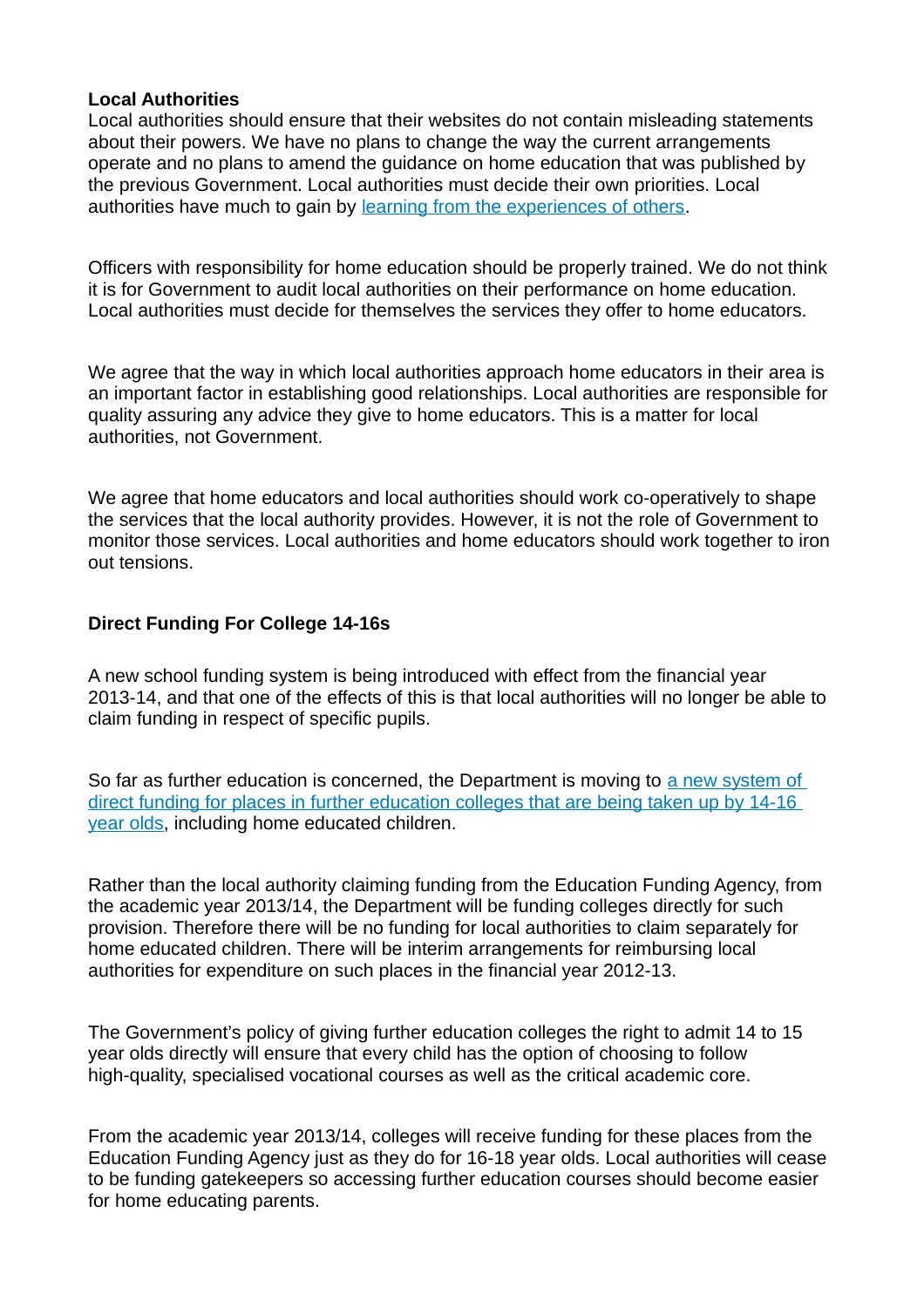**Local Authorities**

Local authorities should ensure that their websites do not contain misleading statements about their powers. We have no plans to change the way the current arrangements operate and no plans to amend the guidance on home education that was published by the previous Government. Local authorities must decide their own priorities. Local authorities have much to gain by learning from the experiences of others.

Officers with responsibility for home education should be properly trained. We do not think it is for Government to audit local authorities on their performance on home education. Local authorities must decide for themselves the services they offer to home educators.

We agree that the way in which local authorities approach home educators in their area is an important factor in establishing good relationships. Local authorities are responsible for quality assuring any advice they give to home educators. This is a matter for local authorities, not Government.

We agree that home educators and local authorities should work co-operatively to shape the services that the local authority provides. However, it is not the role of Government to monitor those services. Local authorities and home educators should work together to iron out tensions.

**Direct Funding For College 14-16s**

A new school funding system is being introduced with effect from the financial year 2013-14, and that one of the effects of this is that local authorities will no longer be able to claim funding in respect of specific pupils.

So far as further education is concerned, the Department is moving to a new system of direct funding for places in further education colleges that are being taken up by 14-16 year olds, including home educated children.

Rather than the local authority claiming funding from the Education Funding Agency, from the academic year 2013/14, the Department will be funding colleges directly for such provision. Therefore there will be no funding for local authorities to claim separately for home educated children. There will be interim arrangements for reimbursing local authorities for expenditure on such places in the financial year 2012-13.

The Government's policy of giving further education colleges the right to admit 14 to 15 year olds directly will ensure that every child has the option of choosing to follow high-quality, specialised vocational courses as well as the critical academic core.

From the academic year 2013/14, colleges will receive funding for these places from the Education Funding Agency just as they do for 16-18 year olds. Local authorities will cease to be funding gatekeepers so accessing further education courses should become easier for home educating parents.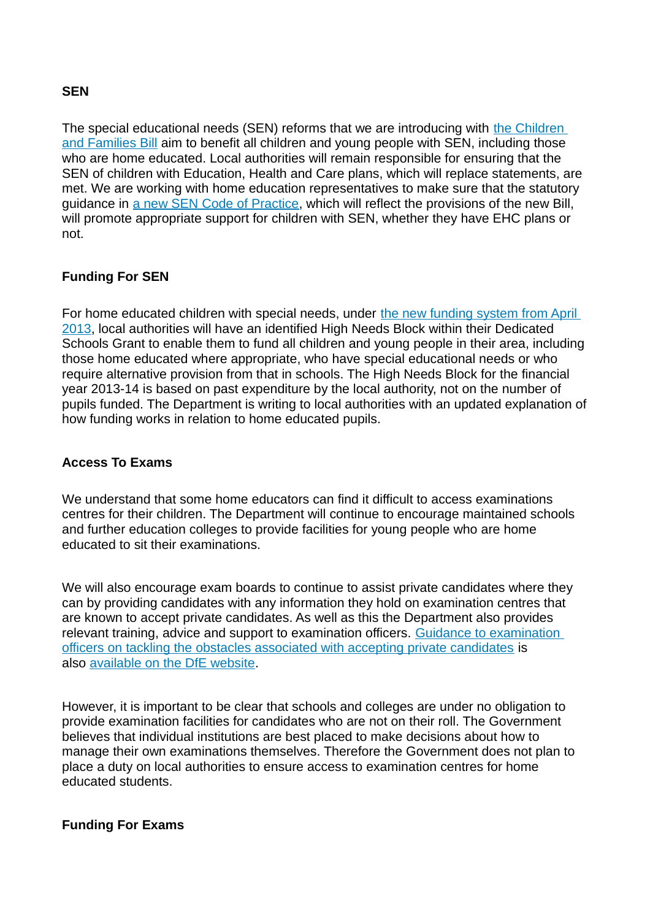**SEN**

The special educational needs (SEN) reforms that we are introducing with the Children and Families Bill aim to benefit all children and young people with SEN, including those who are home educated. Local authorities will remain responsible for ensuring that the SEN of children with Education, Health and Care plans, which will replace statements, are met. We are working with home education representatives to make sure that the statutory guidance in a new SEN Code of Practice, which will reflect the provisions of the new Bill, will promote appropriate support for children with SEN, whether they have EHC plans or not.

**Funding For SEN**

For home educated children with special needs, under the new funding system from April 2013, local authorities will have an identified High Needs Block within their Dedicated Schools Grant to enable them to fund all children and young people in their area, including those home educated where appropriate, who have special educational needs or who require alternative provision from that in schools. The High Needs Block for the financial year 2013-14 is based on past expenditure by the local authority, not on the number of pupils funded. The Department is writing to local authorities with an updated explanation of how funding works in relation to home educated pupils.

**Access To Exams**

We understand that some home educators can find it difficult to access examinations centres for their children. The Department will continue to encourage maintained schools and further education colleges to provide facilities for young people who are home educated to sit their examinations.

We will also encourage exam boards to continue to assist private candidates where they can by providing candidates with any information they hold on examination centres that are known to accept private candidates. As well as this the Department also provides relevant training, advice and support to examination officers. Guidance to examination officers on tackling the obstacles associated with accepting private candidates is also available on the DfE website.

However, it is important to be clear that schools and colleges are under no obligation to provide examination facilities for candidates who are not on their roll. The Government believes that individual institutions are best placed to make decisions about how to manage their own examinations themselves. Therefore the Government does not plan to place a duty on local authorities to ensure access to examination centres for home educated students.

**Funding For Exams**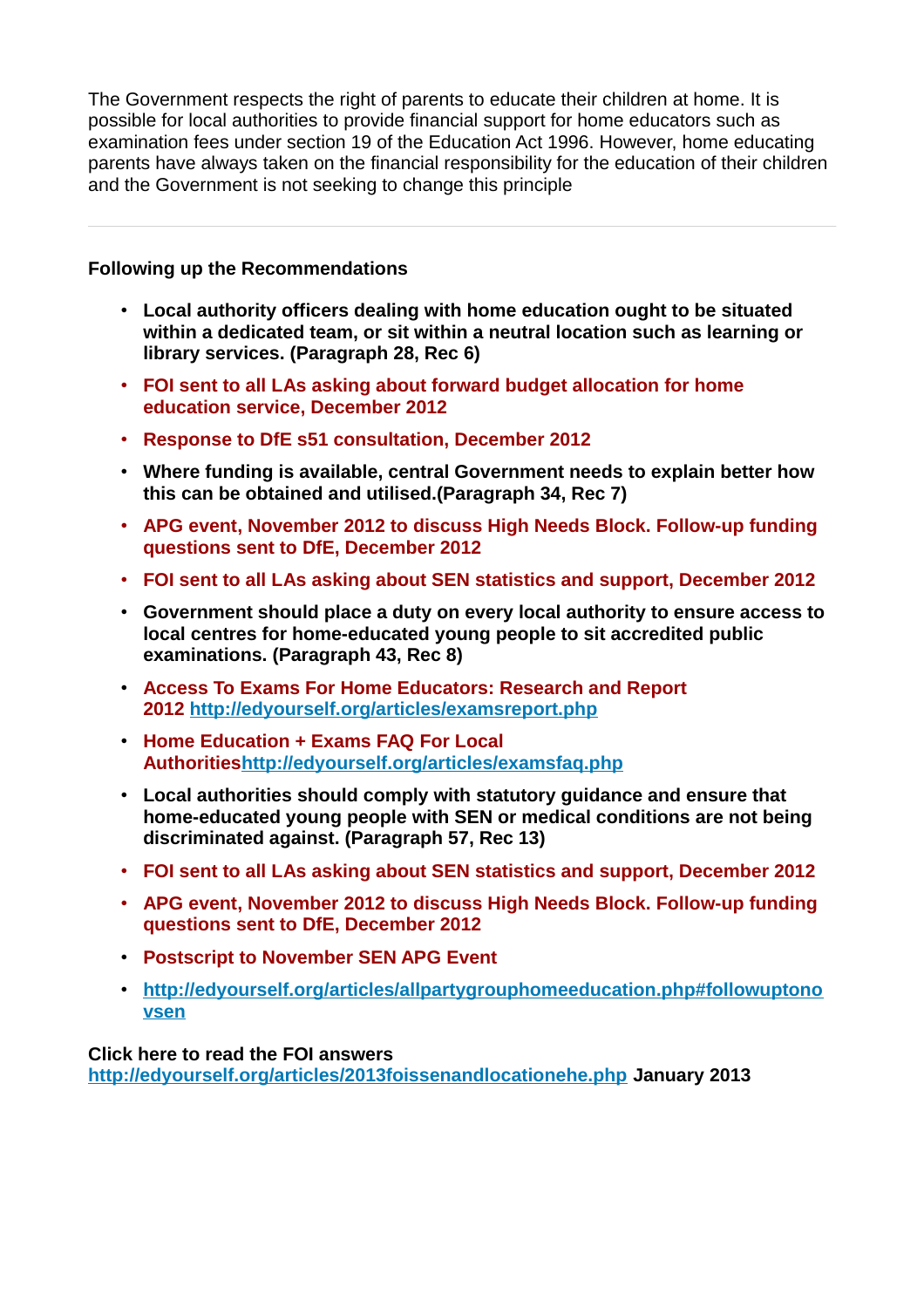The Government respects the right of parents to educate their children at home. It is possible for local authorities to provide financial support for home educators such as examination fees under section 19 of the Education Act 1996. However, home educating parents have always taken on the financial responsibility for the education of their children and the Government is not seeking to change this principle

---

**Following up the Recommendations**

- **Local authority officers dealing with home education ought to be situated within a dedicated team, or sit within a neutral location such as learning or library services. (Paragraph 28, Rec 6)**
- **FOI sent to all LAs asking about forward budget allocation for home education service, December 2012**
- **Response to DfE s51 consultation, December 2012**
- **Where funding is available, central Government needs to explain better how this can be obtained and utilised.(Paragraph 34, Rec 7)**
- **APG event, November 2012 to discuss High Needs Block. Follow-up funding questions sent to DfE, December 2012**
- **FOI sent to all LAs asking about SEN statistics and support, December 2012**
- **Government should place a duty on every local authority to ensure access to local centres for home-educated young people to sit accredited public examinations. (Paragraph 43, Rec 8)**
- **Access To Exams For Home Educators: Research and Report 2012 http://edyourself.org/articles/examsreport.php**
- **Home Education + Exams FAQ For Local Authoritieshttp://edyourself.org/articles/examsfaq.php**
- **Local authorities should comply with statutory guidance and ensure that home-educated young people with SEN or medical conditions are not being discriminated against. (Paragraph 57, Rec 13)**
- **FOI sent to all LAs asking about SEN statistics and support, December 2012**
- **APG event, November 2012 to discuss High Needs Block. Follow-up funding questions sent to DfE, December 2012**
- **Postscript to November SEN APG Event**
- **http://edyourself.org/articles/allpartygrouphomeeducation.php#followuptonovsen**

**Click here to read the FOI answers**
**http://edyourself.org/articles/2013foissenandlocationehe.php January 2013**